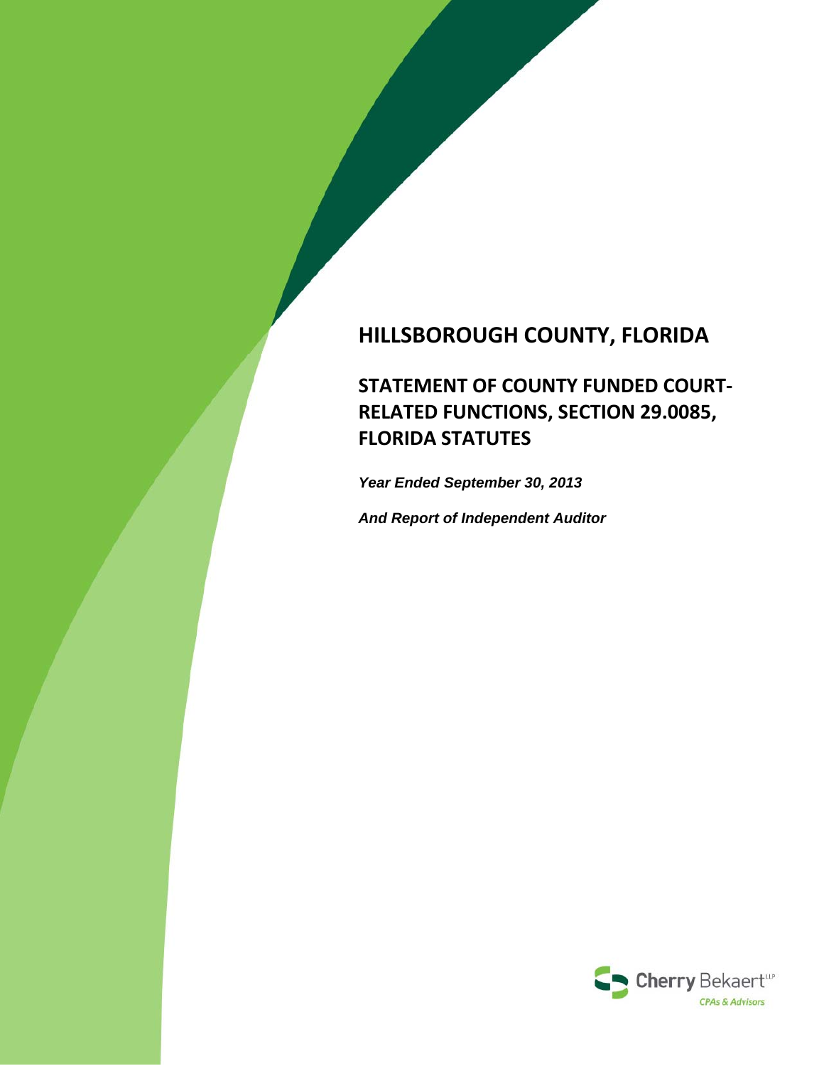# HILLSBOROUGH COUNTY, FLORIDA

## STATEMENT OF COUNTY FUNDED COURT-RELATED FUNCTIONS, SECTION 29.0085, FLORIDA STATUTES

***Year Ended September 30, 2013***

***And Report of Independent Auditor***

Cherry Bekaert LLP
CPAs & Advisors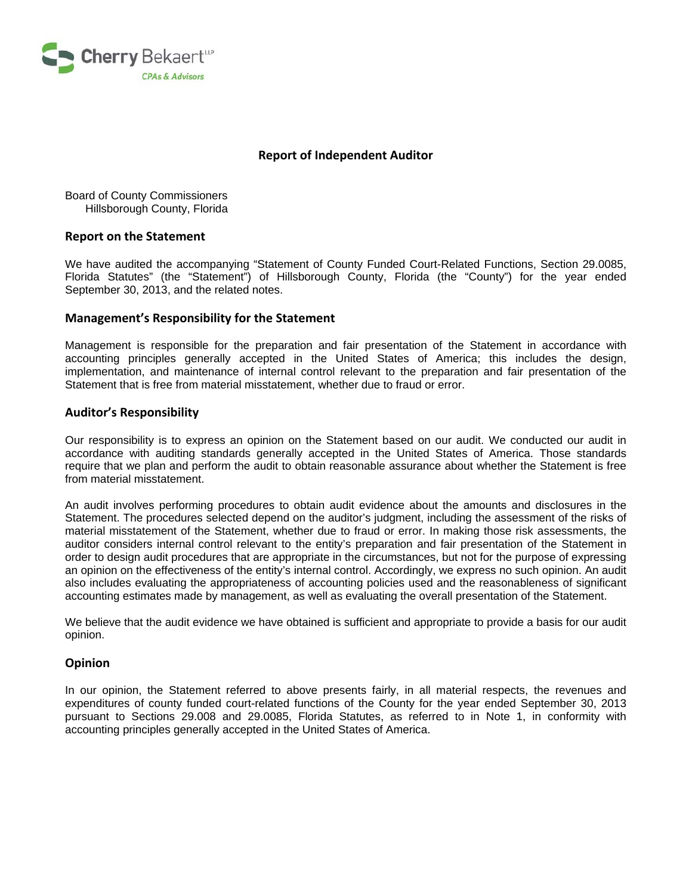Cherry Bekaert LLP
CPAs & Advisors

## Report of Independent Auditor

Board of County Commissioners
Hillsborough County, Florida

### Report on the Statement

We have audited the accompanying "Statement of County Funded Court-Related Functions, Section 29.0085, Florida Statutes" (the "Statement") of Hillsborough County, Florida (the "County") for the year ended September 30, 2013, and the related notes.

### Management's Responsibility for the Statement

Management is responsible for the preparation and fair presentation of the Statement in accordance with accounting principles generally accepted in the United States of America; this includes the design, implementation, and maintenance of internal control relevant to the preparation and fair presentation of the Statement that is free from material misstatement, whether due to fraud or error.

### Auditor's Responsibility

Our responsibility is to express an opinion on the Statement based on our audit. We conducted our audit in accordance with auditing standards generally accepted in the United States of America. Those standards require that we plan and perform the audit to obtain reasonable assurance about whether the Statement is free from material misstatement.

An audit involves performing procedures to obtain audit evidence about the amounts and disclosures in the Statement. The procedures selected depend on the auditor's judgment, including the assessment of the risks of material misstatement of the Statement, whether due to fraud or error. In making those risk assessments, the auditor considers internal control relevant to the entity's preparation and fair presentation of the Statement in order to design audit procedures that are appropriate in the circumstances, but not for the purpose of expressing an opinion on the effectiveness of the entity's internal control. Accordingly, we express no such opinion. An audit also includes evaluating the appropriateness of accounting policies used and the reasonableness of significant accounting estimates made by management, as well as evaluating the overall presentation of the Statement.

We believe that the audit evidence we have obtained is sufficient and appropriate to provide a basis for our audit opinion.

### Opinion

In our opinion, the Statement referred to above presents fairly, in all material respects, the revenues and expenditures of county funded court-related functions of the County for the year ended September 30, 2013 pursuant to Sections 29.008 and 29.0085, Florida Statutes, as referred to in Note 1, in conformity with accounting principles generally accepted in the United States of America.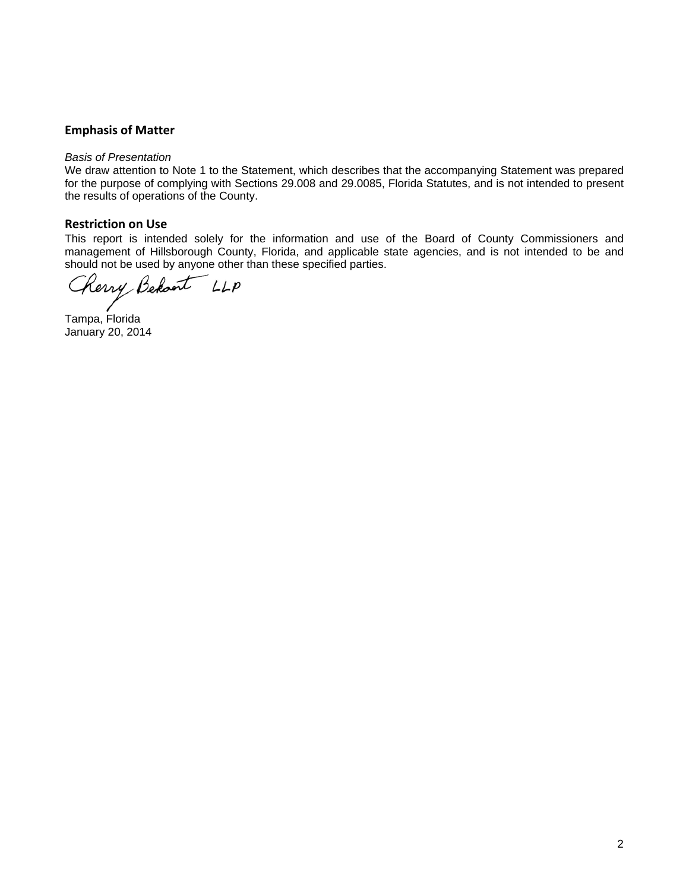## Emphasis of Matter

*Basis of Presentation*

We draw attention to Note 1 to the Statement, which describes that the accompanying Statement was prepared for the purpose of complying with Sections 29.008 and 29.0085, Florida Statutes, and is not intended to present the results of operations of the County.

## Restriction on Use

This report is intended solely for the information and use of the Board of County Commissioners and management of Hillsborough County, Florida, and applicable state agencies, and is not intended to be and should not be used by anyone other than these specified parties.

Cherry Bekaert LLP

Tampa, Florida
January 20, 2014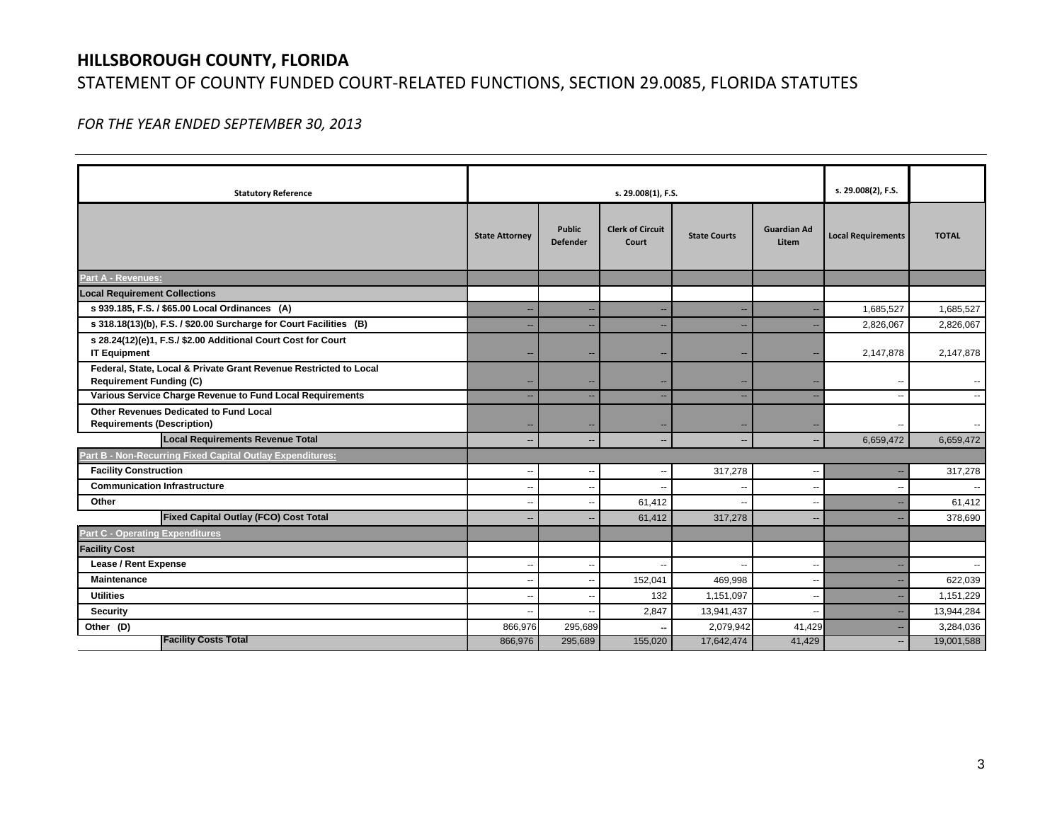# HILLSBOROUGH COUNTY, FLORIDA

## STATEMENT OF COUNTY FUNDED COURT-RELATED FUNCTIONS, SECTION 29.0085, FLORIDA STATUTES

*FOR THE YEAR ENDED SEPTEMBER 30, 2013*

| Statutory Reference | s. 29.008(1), F.S. | | | | | s. 29.008(2), F.S. | |
|---|---|---|---|---|---|---|---|
| | State Attorney | Public Defender | Clerk of Circuit Court | State Courts | Guardian Ad Litem | Local Requirements | TOTAL |
| **Part A - Revenues:** | | | | | | | |
| **Local Requirement Collections** | | | | | | | |
| **s 939.185, F.S. / $65.00 Local Ordinances (A)** | -- | -- | -- | -- | -- | 1,685,527 | 1,685,527 |
| **s 318.18(13)(b), F.S. / $20.00 Surcharge for Court Facilities (B)** | -- | -- | -- | -- | -- | 2,826,067 | 2,826,067 |
| **s 28.24(12)(e)1, F.S./ $2.00 Additional Court Cost for Court IT Equipment** | -- | -- | -- | -- | -- | 2,147,878 | 2,147,878 |
| **Federal, State, Local & Private Grant Revenue Restricted to Local Requirement Funding (C)** | -- | -- | -- | -- | -- | -- | -- |
| **Various Service Charge Revenue to Fund Local Requirements** | -- | -- | -- | -- | -- | -- | -- |
| **Other Revenues Dedicated to Fund Local Requirements (Description)** | -- | -- | -- | -- | -- | -- | -- |
| **Local Requirements Revenue Total** | -- | -- | -- | -- | -- | 6,659,472 | 6,659,472 |
| **Part B - Non-Recurring Fixed Capital Outlay Expenditures:** | | | | | | | |
| **Facility Construction** | -- | -- | -- | 317,278 | -- | -- | 317,278 |
| **Communication Infrastructure** | -- | -- | -- | -- | -- | -- | -- |
| **Other** | -- | -- | 61,412 | -- | -- | -- | 61,412 |
| **Fixed Capital Outlay (FCO) Cost Total** | -- | -- | 61,412 | 317,278 | -- | -- | 378,690 |
| **Part C - Operating Expenditures** | | | | | | | |
| **Facility Cost** | | | | | | | |
| **Lease / Rent Expense** | -- | -- | -- | -- | -- | -- | -- |
| **Maintenance** | -- | -- | 152,041 | 469,998 | -- | -- | 622,039 |
| **Utilities** | -- | -- | 132 | 1,151,097 | -- | -- | 1,151,229 |
| **Security** | -- | -- | 2,847 | 13,941,437 | -- | -- | 13,944,284 |
| **Other (D)** | 866,976 | 295,689 | -- | 2,079,942 | 41,429 | -- | 3,284,036 |
| **Facility Costs Total** | 866,976 | 295,689 | 155,020 | 17,642,474 | 41,429 | -- | 19,001,588 |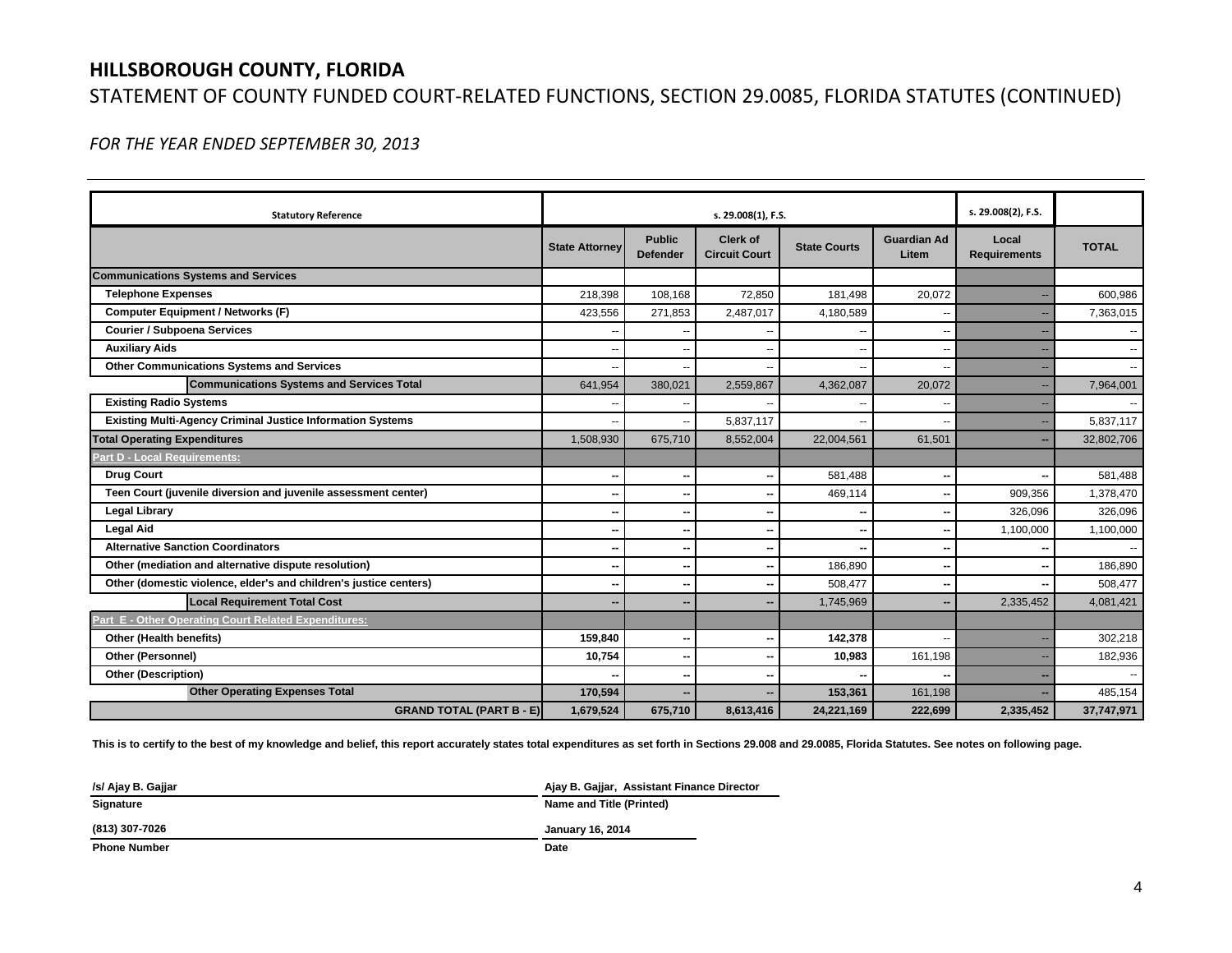# HILLSBOROUGH COUNTY, FLORIDA

## STATEMENT OF COUNTY FUNDED COURT-RELATED FUNCTIONS, SECTION 29.0085, FLORIDA STATUTES (CONTINUED)

*FOR THE YEAR ENDED SEPTEMBER 30, 2013*

| Statutory Reference | s. 29.008(1), F.S. | | | | | s. 29.008(2), F.S. | |
|---|---|---|---|---|---|---|---|
| | State Attorney | Public Defender | Clerk of Circuit Court | State Courts | Guardian Ad Litem | Local Requirements | TOTAL |
| **Communications Systems and Services** | | | | | | | |
| Telephone Expenses | 218,398 | 108,168 | 72,850 | 181,498 | 20,072 | -- | 600,986 |
| Computer Equipment / Networks (F) | 423,556 | 271,853 | 2,487,017 | 4,180,589 | -- | -- | 7,363,015 |
| Courier / Subpoena Services | -- | -- | -- | -- | -- | -- | -- |
| Auxiliary Aids | -- | -- | -- | -- | -- | -- | -- |
| Other Communications Systems and Services | -- | -- | -- | -- | -- | -- | -- |
| **Communications Systems and Services Total** | 641,954 | 380,021 | 2,559,867 | 4,362,087 | 20,072 | -- | 7,964,001 |
| Existing Radio Systems | -- | -- | -- | -- | -- | -- | -- |
| Existing Multi-Agency Criminal Justice Information Systems | -- | -- | 5,837,117 | -- | -- | -- | 5,837,117 |
| **Total Operating Expenditures** | 1,508,930 | 675,710 | 8,552,004 | 22,004,561 | 61,501 | -- | 32,802,706 |
| **Part D - Local Requirements:** | | | | | | | |
| Drug Court | -- | -- | -- | 581,488 | -- | -- | 581,488 |
| Teen Court (juvenile diversion and juvenile assessment center) | -- | -- | -- | 469,114 | -- | 909,356 | 1,378,470 |
| Legal Library | -- | -- | -- | -- | -- | 326,096 | 326,096 |
| Legal Aid | -- | -- | -- | -- | -- | 1,100,000 | 1,100,000 |
| Alternative Sanction Coordinators | -- | -- | -- | -- | -- | -- | -- |
| Other (mediation and alternative dispute resolution) | -- | -- | -- | 186,890 | -- | -- | 186,890 |
| Other (domestic violence, elder's and children's justice centers) | -- | -- | -- | 508,477 | -- | -- | 508,477 |
| **Local Requirement Total Cost** | -- | -- | -- | 1,745,969 | -- | 2,335,452 | 4,081,421 |
| **Part E - Other Operating Court Related Expenditures:** | | | | | | | |
| Other (Health benefits) | 159,840 | -- | -- | 142,378 | -- | -- | 302,218 |
| Other (Personnel) | 10,754 | -- | -- | 10,983 | 161,198 | -- | 182,936 |
| Other (Description) | -- | -- | -- | -- | -- | -- | -- |
| **Other Operating Expenses Total** | 170,594 | -- | -- | 153,361 | 161,198 | -- | 485,154 |
| **GRAND TOTAL (PART B - E)** | **1,679,524** | **675,710** | **8,613,416** | **24,221,169** | **222,699** | **2,335,452** | **37,747,971** |

**This is to certify to the best of my knowledge and belief, this report accurately states total expenditures as set forth in Sections 29.008 and 29.0085, Florida Statutes. See notes on following page.**

| | |
|---|---|
| /s/ Ajay B. Gajjar | Ajay B. Gajjar, Assistant Finance Director |
| **Signature** | **Name and Title (Printed)** |
| (813) 307-7026 | January 16, 2014 |
| **Phone Number** | **Date** |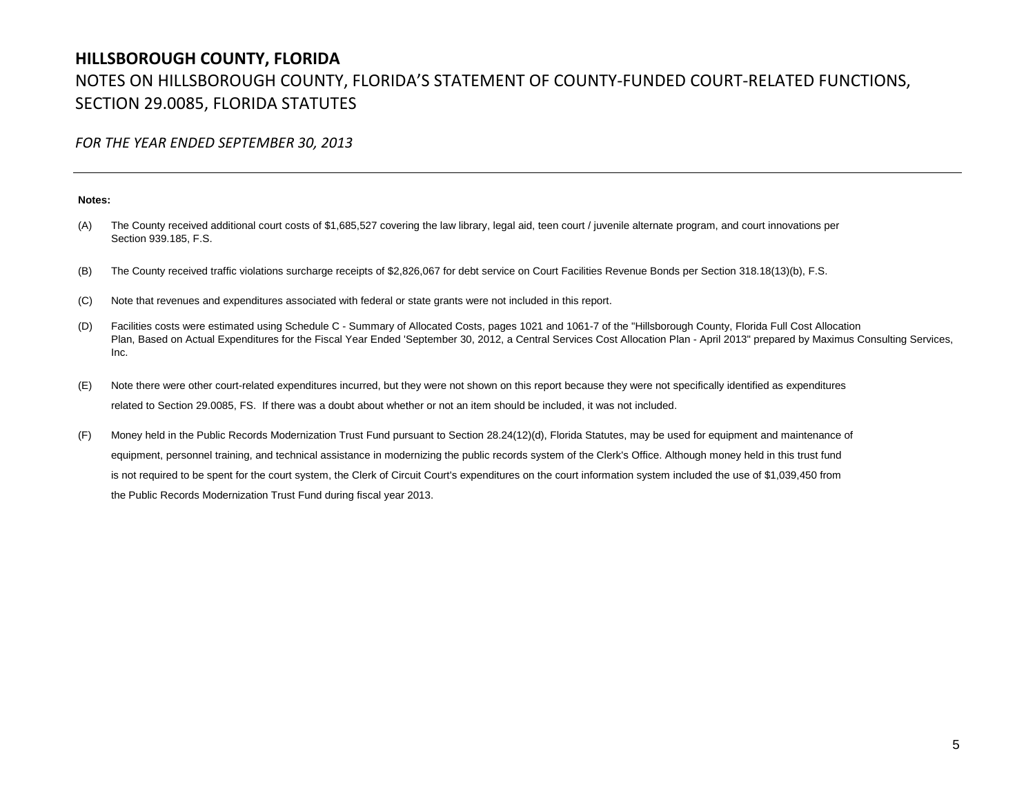# HILLSBOROUGH COUNTY, FLORIDA

## NOTES ON HILLSBOROUGH COUNTY, FLORIDA'S STATEMENT OF COUNTY-FUNDED COURT-RELATED FUNCTIONS, SECTION 29.0085, FLORIDA STATUTES

*FOR THE YEAR ENDED SEPTEMBER 30, 2013*

---

**Notes:**

(A) The County received additional court costs of $1,685,527 covering the law library, legal aid, teen court / juvenile alternate program, and court innovations per Section 939.185, F.S.

(B) The County received traffic violations surcharge receipts of $2,826,067 for debt service on Court Facilities Revenue Bonds per Section 318.18(13)(b), F.S.

(C) Note that revenues and expenditures associated with federal or state grants were not included in this report.

(D) Facilities costs were estimated using Schedule C - Summary of Allocated Costs, pages 1021 and 1061-7 of the "Hillsborough County, Florida Full Cost Allocation Plan, Based on Actual Expenditures for the Fiscal Year Ended 'September 30, 2012, a Central Services Cost Allocation Plan - April 2013" prepared by Maximus Consulting Services, Inc.

(E) Note there were other court-related expenditures incurred, but they were not shown on this report because they were not specifically identified as expenditures related to Section 29.0085, FS. If there was a doubt about whether or not an item should be included, it was not included.

(F) Money held in the Public Records Modernization Trust Fund pursuant to Section 28.24(12)(d), Florida Statutes, may be used for equipment and maintenance of equipment, personnel training, and technical assistance in modernizing the public records system of the Clerk's Office. Although money held in this trust fund is not required to be spent for the court system, the Clerk of Circuit Court's expenditures on the court information system included the use of $1,039,450 from the Public Records Modernization Trust Fund during fiscal year 2013.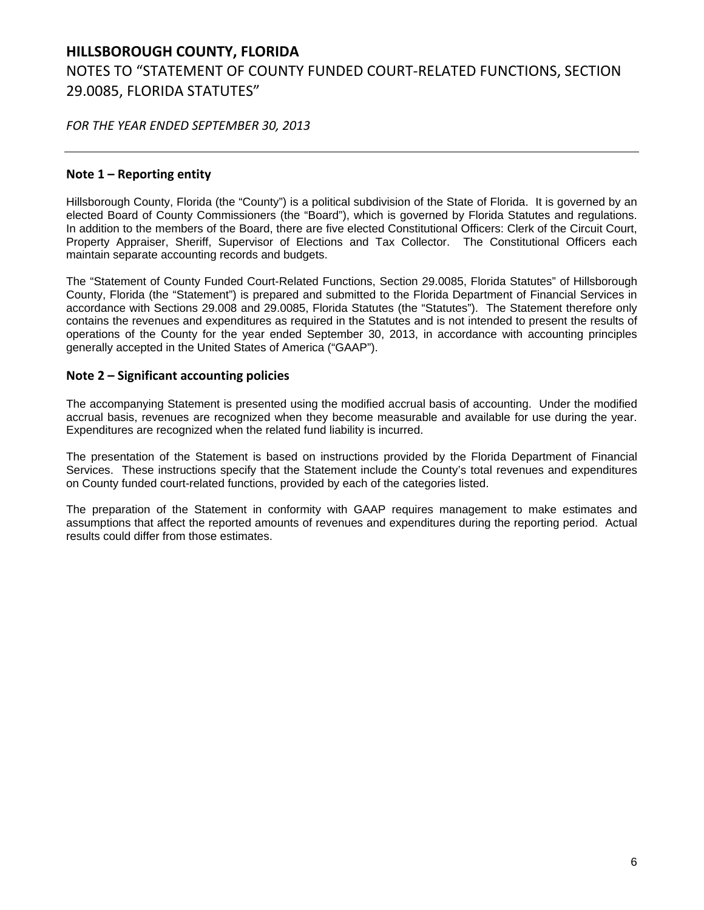# HILLSBOROUGH COUNTY, FLORIDA

NOTES TO "STATEMENT OF COUNTY FUNDED COURT-RELATED FUNCTIONS, SECTION 29.0085, FLORIDA STATUTES"

*FOR THE YEAR ENDED SEPTEMBER 30, 2013*

---

## Note 1 – Reporting entity

Hillsborough County, Florida (the "County") is a political subdivision of the State of Florida. It is governed by an elected Board of County Commissioners (the "Board"), which is governed by Florida Statutes and regulations. In addition to the members of the Board, there are five elected Constitutional Officers: Clerk of the Circuit Court, Property Appraiser, Sheriff, Supervisor of Elections and Tax Collector. The Constitutional Officers each maintain separate accounting records and budgets.

The "Statement of County Funded Court-Related Functions, Section 29.0085, Florida Statutes" of Hillsborough County, Florida (the "Statement") is prepared and submitted to the Florida Department of Financial Services in accordance with Sections 29.008 and 29.0085, Florida Statutes (the "Statutes"). The Statement therefore only contains the revenues and expenditures as required in the Statutes and is not intended to present the results of operations of the County for the year ended September 30, 2013, in accordance with accounting principles generally accepted in the United States of America ("GAAP").

## Note 2 – Significant accounting policies

The accompanying Statement is presented using the modified accrual basis of accounting. Under the modified accrual basis, revenues are recognized when they become measurable and available for use during the year. Expenditures are recognized when the related fund liability is incurred.

The presentation of the Statement is based on instructions provided by the Florida Department of Financial Services. These instructions specify that the Statement include the County's total revenues and expenditures on County funded court-related functions, provided by each of the categories listed.

The preparation of the Statement in conformity with GAAP requires management to make estimates and assumptions that affect the reported amounts of revenues and expenditures during the reporting period. Actual results could differ from those estimates.